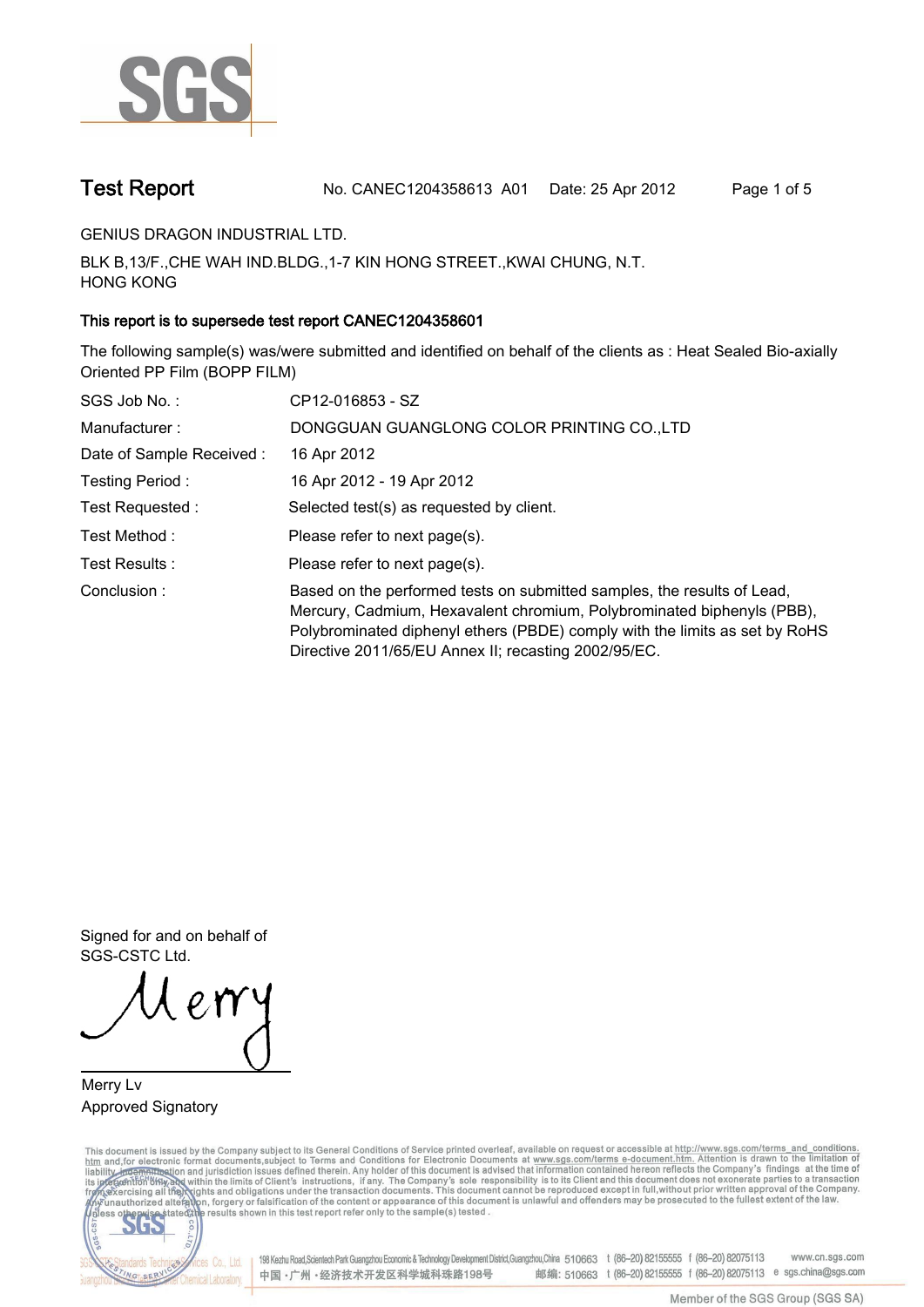# Test Report

No. CANEC1204358613 A01 Date: 25 Apr 2012

GENIUS DRAGON INDUSTRIAL LTD.

BLK B,13/F.,CHE WAH IND.BLDG.,1-7 KIN HONG STREET.,KWAI CHUNG, N.T.
HONG KONG

**This report is to supersede test report CANEC1204358601**

The following sample(s) was/were submitted and identified on behalf of the clients as : Heat Sealed Bio-axially Oriented PP Film (BOPP FILM)

| | |
|---|---|
| SGS Job No. : | CP12-016853 - SZ |
| Manufacturer : | DONGGUAN GUANGLONG COLOR PRINTING CO.,LTD |
| Date of Sample Received : | 16 Apr 2012 |
| Testing Period : | 16 Apr 2012 - 19 Apr 2012 |
| Test Requested : | Selected test(s) as requested by client. |
| Test Method : | Please refer to next page(s). |
| Test Results : | Please refer to next page(s). |
| Conclusion : | Based on the performed tests on submitted samples, the results of Lead, Mercury, Cadmium, Hexavalent chromium, Polybrominated biphenyls (PBB), Polybrominated diphenyl ethers (PBDE) comply with the limits as set by RoHS Directive 2011/65/EU Annex II; recasting 2002/95/EC. |

Signed for and on behalf of
SGS-CSTC Ltd.

Merry Lv
Approved Signatory

This document is issued by the Company subject to its General Conditions of Service printed overleaf, available on request or accessible at http://www.sgs.com/terms_and_conditions.htm and,for electronic format documents,subject to Terms and Conditions for Electronic Documents at www.sgs.com/terms_e-document.htm. Attention is drawn to the limitation of liability, indemnification and jurisdiction issues defined therein. Any holder of this document is advised that information contained hereon reflects the Company's findings at the time of its intervention only and within the limits of Client's instructions, if any. The Company's sole responsibility is to its Client and this document does not exonerate parties to a transaction from exercising all their rights and obligations under the transaction documents. This document cannot be reproduced except in full,without prior written approval of the Company. Any unauthorized alteration, forgery or falsification of the content or appearance of this document is unlawful and offenders may be prosecuted to the fullest extent of the law. Unless otherwise stated the results shown in this test report refer only to the sample(s) tested .

198 Kezhu Road,Scientech Park Guangzhou Economic & Technology Development District,Guangzhou,China 510663 t (86–20) 82155555 f (86–20) 82075113 www.cn.sgs.com
中国・广州・经济技术开发区科学城科珠路198号 邮编: 510663 t (86–20) 82155555 f (86–20) 82075113 e sgs.china@sgs.com

Member of the SGS Group (SGS SA)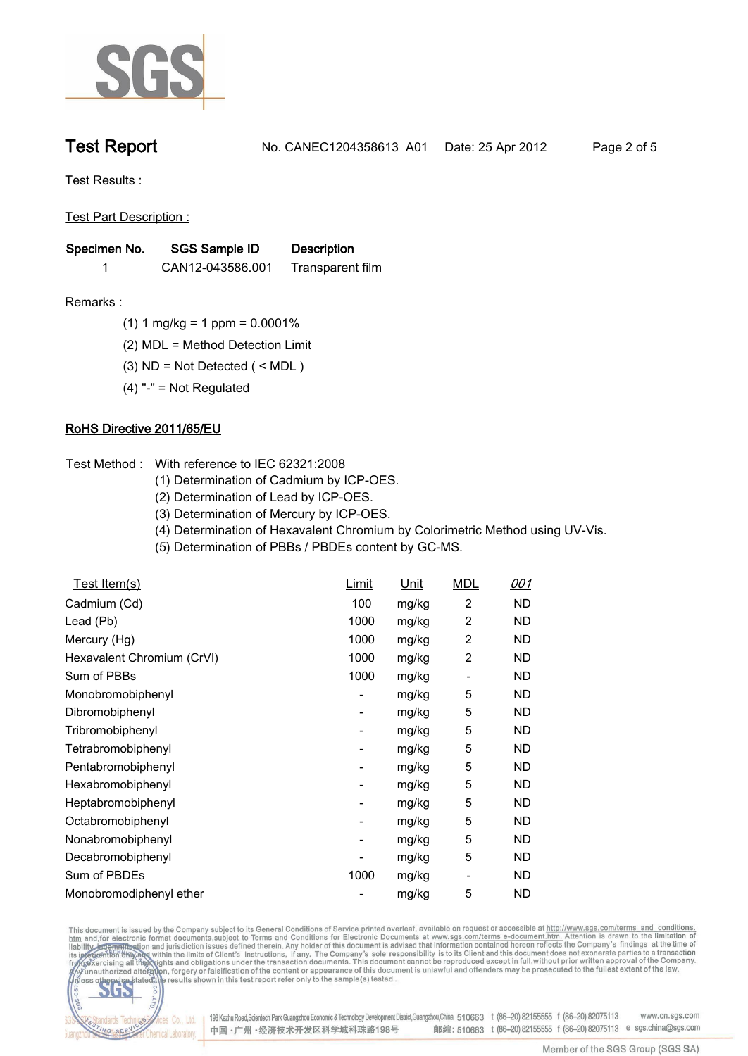# Test Report

No. CANEC1204358613 A01 Date: 25 Apr 2012

Test Results :

Test Part Description :

| Specimen No. | SGS Sample ID | Description |
|---|---|---|
| 1 | CAN12-043586.001 | Transparent film |

Remarks :

(1) 1 mg/kg = 1 ppm = 0.0001%

(2) MDL = Method Detection Limit

(3) ND = Not Detected ( < MDL )

(4) "-" = Not Regulated

## RoHS Directive 2011/65/EU

Test Method : With reference to IEC 62321:2008

(1) Determination of Cadmium by ICP-OES.

(2) Determination of Lead by ICP-OES.

(3) Determination of Mercury by ICP-OES.

(4) Determination of Hexavalent Chromium by Colorimetric Method using UV-Vis.

(5) Determination of PBBs / PBDEs content by GC-MS.

| Test Item(s) | Limit | Unit | MDL | *001* |
|---|---|---|---|---|
| Cadmium (Cd) | 100 | mg/kg | 2 | ND |
| Lead (Pb) | 1000 | mg/kg | 2 | ND |
| Mercury (Hg) | 1000 | mg/kg | 2 | ND |
| Hexavalent Chromium (CrVI) | 1000 | mg/kg | 2 | ND |
| Sum of PBBs | 1000 | mg/kg | - | ND |
| Monobromobiphenyl | - | mg/kg | 5 | ND |
| Dibromobiphenyl | - | mg/kg | 5 | ND |
| Tribromobiphenyl | - | mg/kg | 5 | ND |
| Tetrabromobiphenyl | - | mg/kg | 5 | ND |
| Pentabromobiphenyl | - | mg/kg | 5 | ND |
| Hexabromobiphenyl | - | mg/kg | 5 | ND |
| Heptabromobiphenyl | - | mg/kg | 5 | ND |
| Octabromobiphenyl | - | mg/kg | 5 | ND |
| Nonabromobiphenyl | - | mg/kg | 5 | ND |
| Decabromobiphenyl | - | mg/kg | 5 | ND |
| Sum of PBDEs | 1000 | mg/kg | - | ND |
| Monobromodiphenyl ether | - | mg/kg | 5 | ND |

This document is issued by the Company subject to its General Conditions of Service printed overleaf, available on request or accessible at http://www.sgs.com/terms_and_conditions.htm and,for electronic format documents,subject to Terms and Conditions for Electronic Documents at www.sgs.com/terms_e-document.htm. Attention is drawn to the limitation of liability, indemnification and jurisdiction issues defined therein. Any holder of this document is advised that information contained hereon reflects the Company's findings at the time of its intervention only and within the limits of Client's instructions, if any. The Company's sole responsibility is to its Client and this document does not exonerate parties to a transaction from exercising all their rights and obligations under the transaction documents. This document cannot be reproduced except in full,without prior written approval of the Company. Any unauthorized alteration, forgery or falsification of the content or appearance of this document is unlawful and offenders may be prosecuted to the fullest extent of the law. Unless otherwise stated the results shown in this test report refer only to the sample(s) tested .

198 Kezhu Road,Scientech Park Guangzhou Economic & Technology Development District,Guangzhou,China 510663 t (86–20) 82155555 f (86–20) 82075113 www.cn.sgs.com
中国・广州・经济技术开发区科学城科珠路198号 邮编: 510663 t (86–20) 82155555 f (86–20) 82075113 e sgs.china@sgs.com

Member of the SGS Group (SGS SA)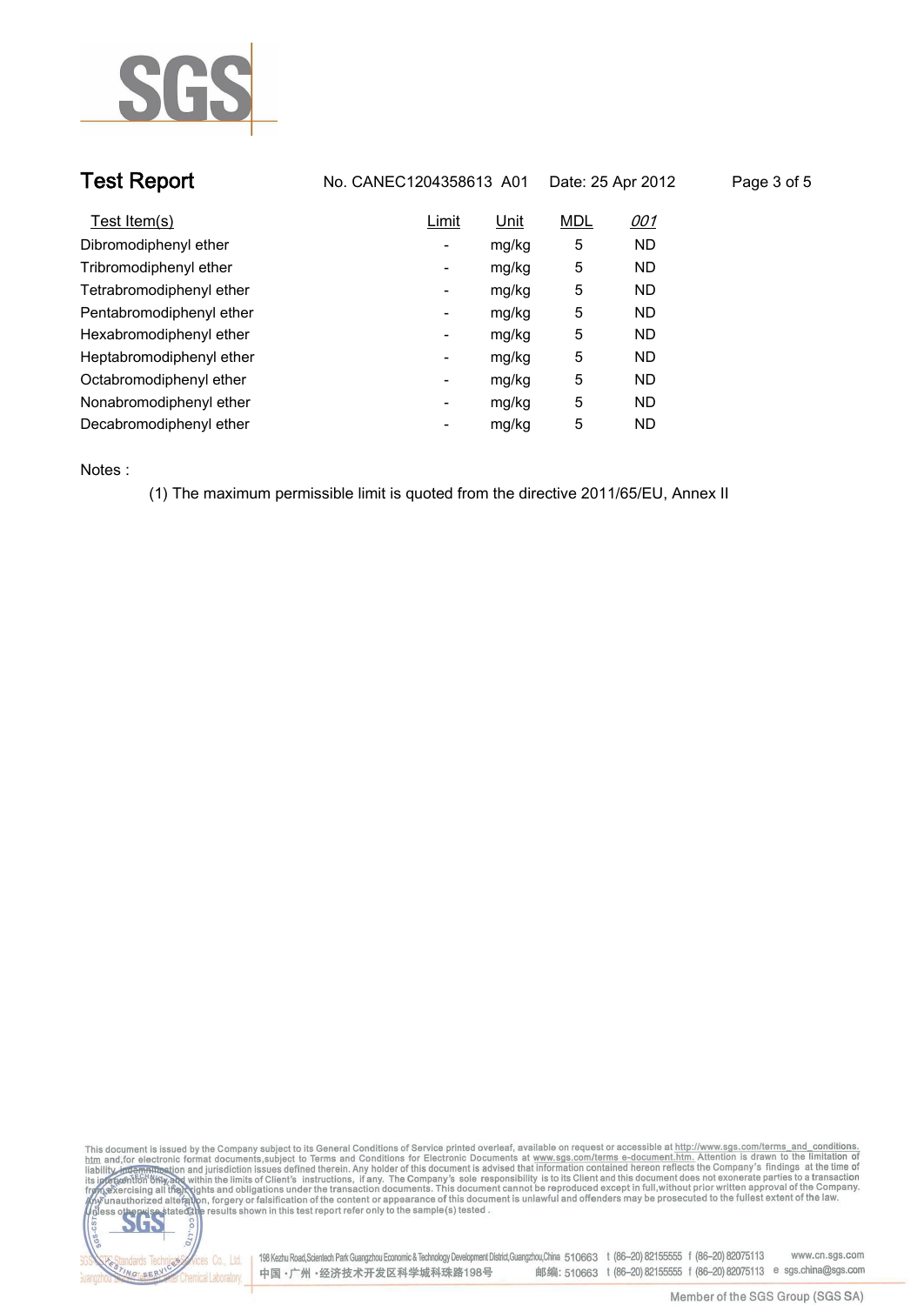| Test Item(s) | Limit | Unit | MDL | *001* |
| --- | --- | --- | --- | --- |
| Dibromodiphenyl ether | - | mg/kg | 5 | ND |
| Tribromodiphenyl ether | - | mg/kg | 5 | ND |
| Tetrabromodiphenyl ether | - | mg/kg | 5 | ND |
| Pentabromodiphenyl ether | - | mg/kg | 5 | ND |
| Hexabromodiphenyl ether | - | mg/kg | 5 | ND |
| Heptabromodiphenyl ether | - | mg/kg | 5 | ND |
| Octabromodiphenyl ether | - | mg/kg | 5 | ND |
| Nonabromodiphenyl ether | - | mg/kg | 5 | ND |
| Decabromodiphenyl ether | - | mg/kg | 5 | ND |

Notes :

(1) The maximum permissible limit is quoted from the directive 2011/65/EU, Annex II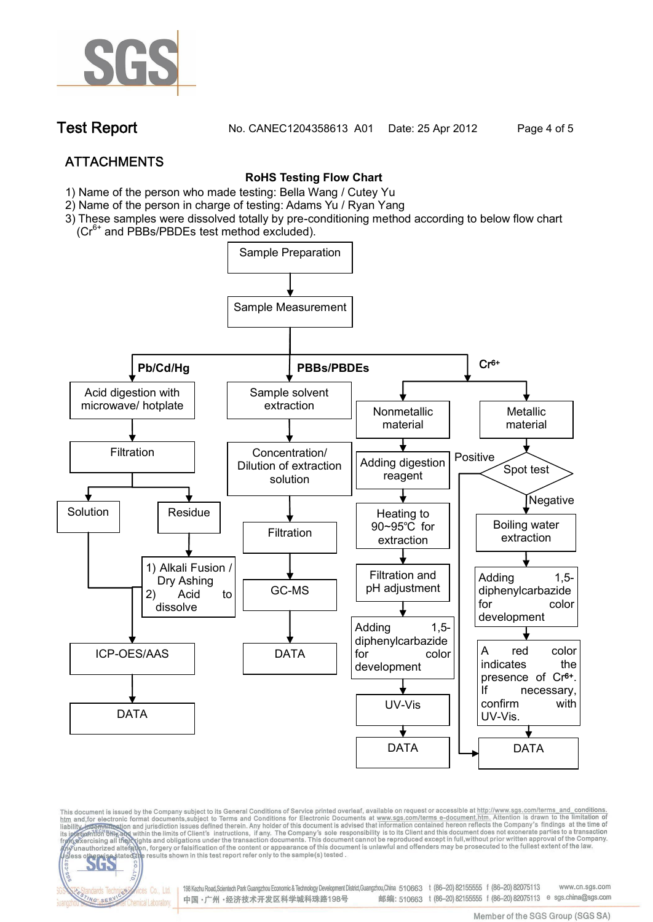## ATTACHMENTS

**RoHS Testing Flow Chart**

1) Name of the person who made testing: Bella Wang / Cutey Yu
2) Name of the person in charge of testing: Adams Yu / Ryan Yang
3) These samples were dissolved totally by pre-conditioning method according to below flow chart ($Cr^{6+}$ and PBBs/PBDEs test method excluded).

Sample Preparation → Sample Measurement

**Pb/Cd/Hg**

- Acid digestion with microwave/ hotplate
- Filtration
  - Solution → ICP-OES/AAS
  - Residue → 1) Alkali Fusion / Dry Ashing 2) Acid to dissolve → ICP-OES/AAS
- ICP-OES/AAS
- DATA

**PBBs/PBDEs**

- Sample solvent extraction
- Concentration/ Dilution of extraction solution
- Filtration
- GC-MS
- DATA

**$Cr^{6+}$**

Nonmetallic material:

- Adding digestion reagent
- Heating to 90~95℃ for extraction
- Filtration and pH adjustment
- Adding 1,5-diphenylcarbazide for color development
- UV-Vis
- DATA

Metallic material:

- Spot test
  - Positive → DATA
  - Negative → Boiling water extraction
- Adding 1,5-diphenylcarbazide for color development
- A red color indicates the presence of $Cr^{6+}$. If necessary, confirm with UV-Vis.
- DATA

This document is issued by the Company subject to its General Conditions of Service printed overleaf, available on request or accessible at http://www.sgs.com/terms_and_conditions.htm and, for electronic format documents, subject to Terms and Conditions for Electronic Documents at www.sgs.com/terms_e-document.htm. Attention is drawn to the limitation of liability, indemnification and jurisdiction issues defined therein. Any holder of this document is advised that information contained hereon reflects the Company's findings at the time of its intervention only and within the limits of Client's instructions, if any. The Company's sole responsibility is to its Client and this document does not exonerate parties to a transaction from exercising all their rights and obligations under the transaction documents. This document cannot be reproduced except in full, without prior written approval of the Company. Any unauthorized alteration, forgery or falsification of the content or appearance of this document is unlawful and offenders may be prosecuted to the fullest extent of the law. Unless otherwise stated the results shown in this test report refer only to the sample(s) tested.

SGS-CSTC Standards Technical Services Co., Ltd. Guangzhou Branch Chemical Laboratory.
198 Kezhu Road,Scientech Park Guangzhou Economic & Technology Development District,Guangzhou,China 510663 t (86–20) 82155555 f (86–20) 82075113 www.cn.sgs.com
中国 · 广州 · 经济技术开发区科学城科珠路198号 邮编: 510663 t (86–20) 82155555 f (86–20) 82075113 e sgs.china@sgs.com

Member of the SGS Group (SGS SA)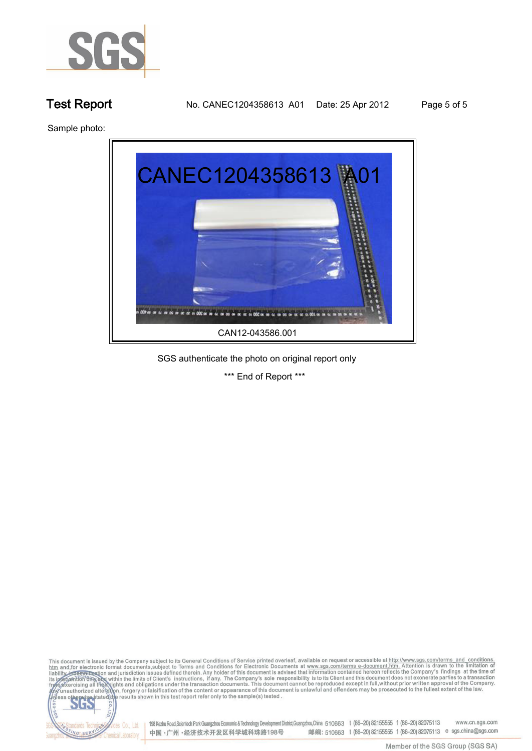# Test Report

No. CANEC1204358613 A01 Date: 25 Apr 2012

Sample photo:

CAN12-043586.001

SGS authenticate the photo on original report only

*** End of Report ***

This document is issued by the Company subject to its General Conditions of Service printed overleaf, available on request or accessible at http://www.sgs.com/terms_and_conditions.htm and,for electronic format documents,subject to Terms and Conditions for Electronic Documents at www.sgs.com/terms_e-document.htm. Attention is drawn to the limitation of liability, indemnification and jurisdiction issues defined therein. Any holder of this document is advised that information contained hereon reflects the Company's findings at the time of its intervention only and within the limits of Client's instructions, if any. The Company's sole responsibility is to its Client and this document does not exonerate parties to a transaction from exercising all their rights and obligations under the transaction documents. This document cannot be reproduced except in full,without prior written approval of the Company. Any unauthorized alteration, forgery or falsification of the content or appearance of this document is unlawful and offenders may be prosecuted to the fullest extent of the law. Unless otherwise stated the results shown in this test report refer only to the sample(s) tested .

198 Kezhu Road,Scientech Park Guangzhou Economic & Technology Development District,Guangzhou,China 510663 t (86–20) 82155555 f (86–20) 82075113 www.cn.sgs.com
中国 ·广州 ·经济技术开发区科学城科珠路198号 邮编: 510663 t (86–20) 82155555 f (86–20) 82075113 e sgs.china@sgs.com

Member of the SGS Group (SGS SA)